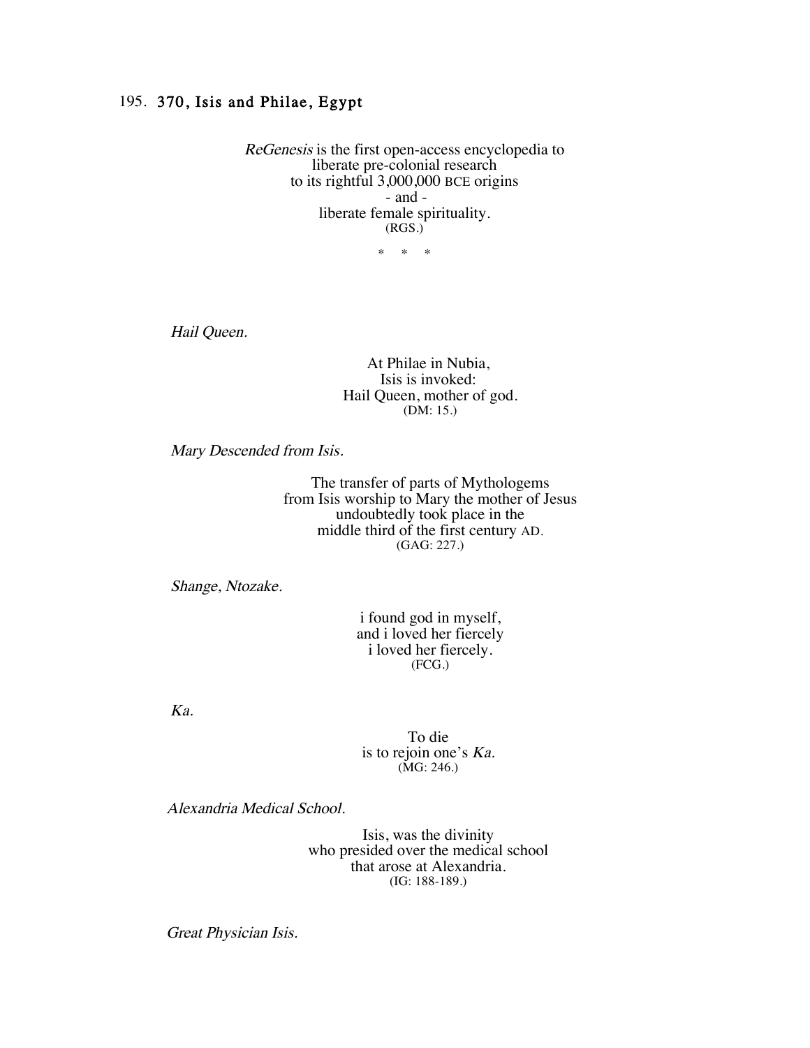## 195. **370, Isis and Philae, Egypt**

*ReGenesis* is the first open-access encyclopedia to
liberate pre-colonial research
to its rightful 3,000,000 BCE origins
- and -
liberate female spirituality.
(RGS.)

\* \* \*

*Hail Queen.*

At Philae in Nubia,
Isis is invoked:
Hail Queen, mother of god.
(DM: 15.)

*Mary Descended from Isis.*

The transfer of parts of Mythologems
from Isis worship to Mary the mother of Jesus
undoubtedly took place in the
middle third of the first century AD.
(GAG: 227.)

*Shange, Ntozake.*

i found god in myself,
and i loved her fiercely
i loved her fiercely.
(FCG.)

*Ka.*

To die
is to rejoin one's *Ka.*
(MG: 246.)

*Alexandria Medical School.*

Isis, was the divinity
who presided over the medical school
that arose at Alexandria.
(IG: 188-189.)

*Great Physician Isis.*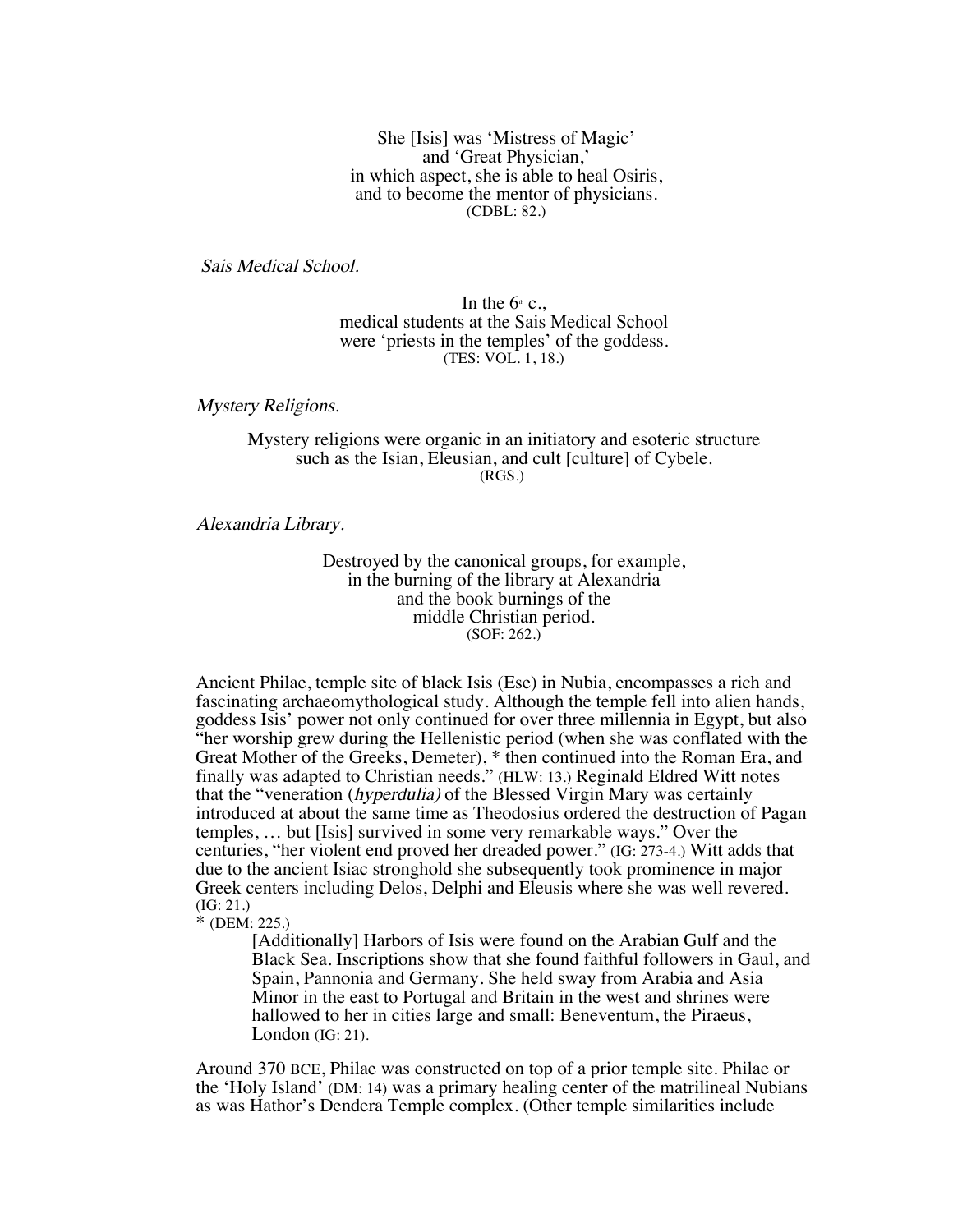She [Isis] was 'Mistress of Magic'  
and 'Great Physician,'  
in which aspect, she is able to heal Osiris,  
and to become the mentor of physicians.  
(CDBL: 82.)

*Sais Medical School.*

In the 6th c.,  
medical students at the Sais Medical School  
were 'priests in the temples' of the goddess.  
(TES: VOL. 1, 18.)

*Mystery Religions.*

Mystery religions were organic in an initiatory and esoteric structure  
such as the Isian, Eleusian, and cult [culture] of Cybele.  
(RGS.)

*Alexandria Library.*

Destroyed by the canonical groups, for example,  
in the burning of the library at Alexandria  
and the book burnings of the  
middle Christian period.  
(SOF: 262.)

Ancient Philae, temple site of black Isis (Ese) in Nubia, encompasses a rich and fascinating archaeomythological study. Although the temple fell into alien hands, goddess Isis' power not only continued for over three millennia in Egypt, but also "her worship grew during the Hellenistic period (when she was conflated with the Great Mother of the Greeks, Demeter), * then continued into the Roman Era, and finally was adapted to Christian needs." (HLW: 13.) Reginald Eldred Witt notes that the "veneration (*hyperdulia)* of the Blessed Virgin Mary was certainly introduced at about the same time as Theodosius ordered the destruction of Pagan temples, … but [Isis] survived in some very remarkable ways." Over the centuries, "her violent end proved her dreaded power." (IG: 273-4.) Witt adds that due to the ancient Isiac stronghold she subsequently took prominence in major Greek centers including Delos, Delphi and Eleusis where she was well revered. (IG: 21.)  
* (DEM: 225.)

> [Additionally] Harbors of Isis were found on the Arabian Gulf and the Black Sea. Inscriptions show that she found faithful followers in Gaul, and Spain, Pannonia and Germany. She held sway from Arabia and Asia Minor in the east to Portugal and Britain in the west and shrines were hallowed to her in cities large and small: Beneventum, the Piraeus, London (IG: 21).

Around 370 BCE, Philae was constructed on top of a prior temple site. Philae or the 'Holy Island' (DM: 14) was a primary healing center of the matrilineal Nubians as was Hathor's Dendera Temple complex. (Other temple similarities include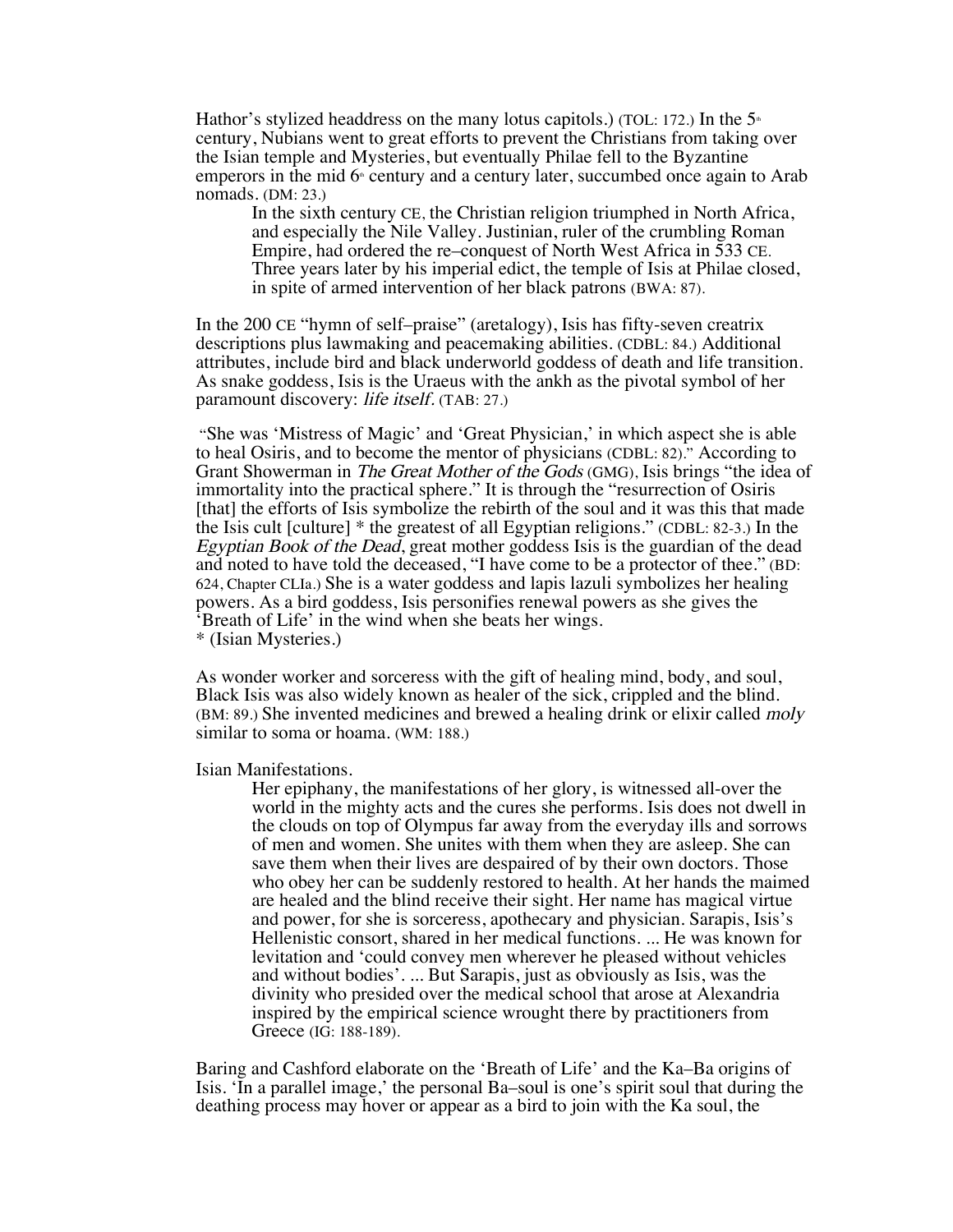Hathor's stylized headdress on the many lotus capitols.) (TOL: 172.) In the 5th century, Nubians went to great efforts to prevent the Christians from taking over the Isian temple and Mysteries, but eventually Philae fell to the Byzantine emperors in the mid 6th century and a century later, succumbed once again to Arab nomads. (DM: 23.)

> In the sixth century CE, the Christian religion triumphed in North Africa, and especially the Nile Valley. Justinian, ruler of the crumbling Roman Empire, had ordered the re–conquest of North West Africa in 533 CE. Three years later by his imperial edict, the temple of Isis at Philae closed, in spite of armed intervention of her black patrons (BWA: 87).

In the 200 CE "hymn of self–praise" (aretalogy), Isis has fifty-seven creatrix descriptions plus lawmaking and peacemaking abilities. (CDBL: 84.) Additional attributes, include bird and black underworld goddess of death and life transition. As snake goddess, Isis is the Uraeus with the ankh as the pivotal symbol of her paramount discovery: *life itself.* (TAB: 27.)

"She was 'Mistress of Magic' and 'Great Physician,' in which aspect she is able to heal Osiris, and to become the mentor of physicians (CDBL: 82)." According to Grant Showerman in *The Great Mother of the Gods* (GMG), Isis brings "the idea of immortality into the practical sphere." It is through the "resurrection of Osiris [that] the efforts of Isis symbolize the rebirth of the soul and it was this that made the Isis cult [culture] * the greatest of all Egyptian religions." (CDBL: 82-3.) In the *Egyptian Book of the Dead*, great mother goddess Isis is the guardian of the dead and noted to have told the deceased, "I have come to be a protector of thee." (BD: 624, Chapter CLIa.) She is a water goddess and lapis lazuli symbolizes her healing powers. As a bird goddess, Isis personifies renewal powers as she gives the 'Breath of Life' in the wind when she beats her wings.
* (Isian Mysteries.)

As wonder worker and sorceress with the gift of healing mind, body, and soul, Black Isis was also widely known as healer of the sick, crippled and the blind. (BM: 89.) She invented medicines and brewed a healing drink or elixir called *moly* similar to soma or hoama. (WM: 188.)

Isian Manifestations.

> Her epiphany, the manifestations of her glory, is witnessed all-over the world in the mighty acts and the cures she performs. Isis does not dwell in the clouds on top of Olympus far away from the everyday ills and sorrows of men and women. She unites with them when they are asleep. She can save them when their lives are despaired of by their own doctors. Those who obey her can be suddenly restored to health. At her hands the maimed are healed and the blind receive their sight. Her name has magical virtue and power, for she is sorceress, apothecary and physician. Sarapis, Isis's Hellenistic consort, shared in her medical functions. ... He was known for levitation and 'could convey men wherever he pleased without vehicles and without bodies'. ... But Sarapis, just as obviously as Isis, was the divinity who presided over the medical school that arose at Alexandria inspired by the empirical science wrought there by practitioners from Greece (IG: 188-189).

Baring and Cashford elaborate on the 'Breath of Life' and the Ka–Ba origins of Isis. 'In a parallel image,' the personal Ba–soul is one's spirit soul that during the deathing process may hover or appear as a bird to join with the Ka soul, the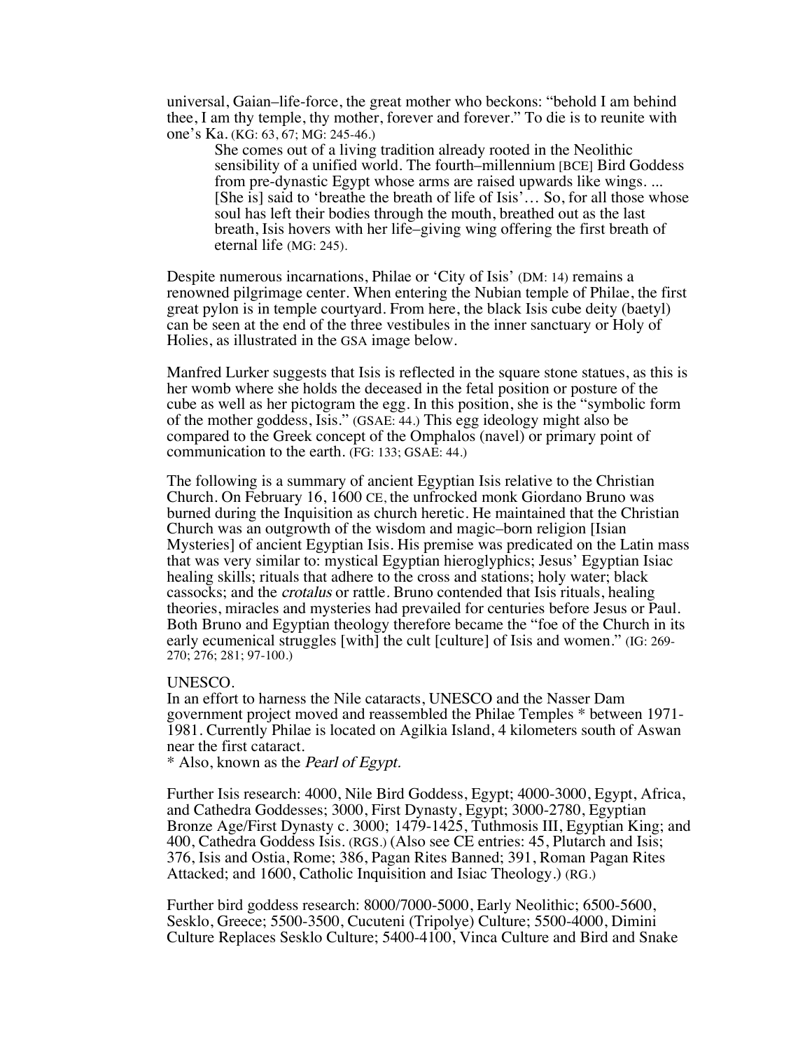universal, Gaian–life-force, the great mother who beckons: "behold I am behind thee, I am thy temple, thy mother, forever and forever." To die is to reunite with one's Ka. (KG: 63, 67; MG: 245-46.)

> She comes out of a living tradition already rooted in the Neolithic sensibility of a unified world. The fourth–millennium [BCE] Bird Goddess from pre-dynastic Egypt whose arms are raised upwards like wings. ... [She is] said to 'breathe the breath of life of Isis'… So, for all those whose soul has left their bodies through the mouth, breathed out as the last breath, Isis hovers with her life–giving wing offering the first breath of eternal life (MG: 245).

Despite numerous incarnations, Philae or 'City of Isis' (DM: 14) remains a renowned pilgrimage center. When entering the Nubian temple of Philae, the first great pylon is in temple courtyard. From here, the black Isis cube deity (baetyl) can be seen at the end of the three vestibules in the inner sanctuary or Holy of Holies, as illustrated in the GSA image below.

Manfred Lurker suggests that Isis is reflected in the square stone statues, as this is her womb where she holds the deceased in the fetal position or posture of the cube as well as her pictogram the egg. In this position, she is the "symbolic form of the mother goddess, Isis." (GSAE: 44.) This egg ideology might also be compared to the Greek concept of the Omphalos (navel) or primary point of communication to the earth. (FG: 133; GSAE: 44.)

The following is a summary of ancient Egyptian Isis relative to the Christian Church. On February 16, 1600 CE, the unfrocked monk Giordano Bruno was burned during the Inquisition as church heretic. He maintained that the Christian Church was an outgrowth of the wisdom and magic–born religion [Isian Mysteries] of ancient Egyptian Isis. His premise was predicated on the Latin mass that was very similar to: mystical Egyptian hieroglyphics; Jesus' Egyptian Isiac healing skills; rituals that adhere to the cross and stations; holy water; black cassocks; and the *crotalus* or rattle. Bruno contended that Isis rituals, healing theories, miracles and mysteries had prevailed for centuries before Jesus or Paul. Both Bruno and Egyptian theology therefore became the "foe of the Church in its early ecumenical struggles [with] the cult [culture] of Isis and women." (IG: 269-270; 276; 281; 97-100.)

UNESCO.

In an effort to harness the Nile cataracts, UNESCO and the Nasser Dam government project moved and reassembled the Philae Temples * between 1971-1981. Currently Philae is located on Agilkia Island, 4 kilometers south of Aswan near the first cataract.

* Also, known as the *Pearl of Egypt.*

Further Isis research: 4000, Nile Bird Goddess, Egypt; 4000-3000, Egypt, Africa, and Cathedra Goddesses; 3000, First Dynasty, Egypt; 3000-2780, Egyptian Bronze Age/First Dynasty c. 3000; 1479-1425, Tuthmosis III, Egyptian King; and 400, Cathedra Goddess Isis. (RGS.) (Also see CE entries: 45, Plutarch and Isis; 376, Isis and Ostia, Rome; 386, Pagan Rites Banned; 391, Roman Pagan Rites Attacked; and 1600, Catholic Inquisition and Isiac Theology.) (RG.)

Further bird goddess research: 8000/7000-5000, Early Neolithic; 6500-5600, Sesklo, Greece; 5500-3500, Cucuteni (Tripolye) Culture; 5500-4000, Dimini Culture Replaces Sesklo Culture; 5400-4100, Vinca Culture and Bird and Snake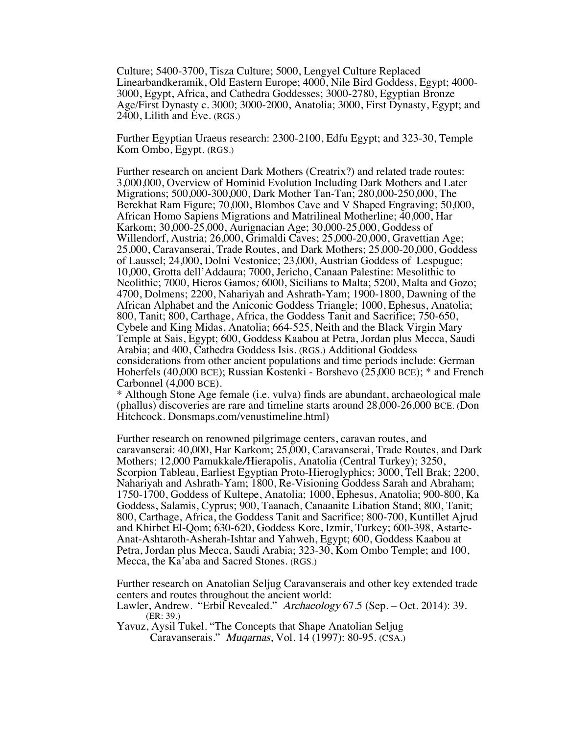Culture; 5400-3700, Tisza Culture; 5000, Lengyel Culture Replaced Linearbandkeramik, Old Eastern Europe; 4000, Nile Bird Goddess, Egypt; 4000-3000, Egypt, Africa, and Cathedra Goddesses; 3000-2780, Egyptian Bronze Age/First Dynasty c. 3000; 3000-2000, Anatolia; 3000, First Dynasty, Egypt; and 2400, Lilith and Eve. (RGS.)

Further Egyptian Uraeus research: 2300-2100, Edfu Egypt; and 323-30, Temple Kom Ombo, Egypt. (RGS.)

Further research on ancient Dark Mothers (Creatrix?) and related trade routes: 3,000,000, Overview of Hominid Evolution Including Dark Mothers and Later Migrations; 500,000-300,000, Dark Mother Tan-Tan; 280,000-250,000, The Berekhat Ram Figure; 70,000, Blombos Cave and V Shaped Engraving; 50,000, African Homo Sapiens Migrations and Matrilineal Motherline; 40,000, Har Karkom; 30,000-25,000, Aurignacian Age; 30,000-25,000, Goddess of Willendorf, Austria; 26,000, Grimaldi Caves; 25,000-20,000, Gravettian Age; 25,000, Caravanserai, Trade Routes, and Dark Mothers; 25,000-20,000, Goddess of Laussel; 24,000, Dolni Vestonice; 23,000, Austrian Goddess of Lespugue; 10,000, Grotta dell'Addaura; 7000, Jericho, Canaan Palestine: Mesolithic to Neolithic; 7000, Hieros Gamos*;* 6000, Sicilians to Malta; 5200, Malta and Gozo; 4700, Dolmens; 2200, Nahariyah and Ashrath-Yam; 1900-1800, Dawning of the African Alphabet and the Aniconic Goddess Triangle; 1000, Ephesus, Anatolia; 800, Tanit; 800, Carthage, Africa, the Goddess Tanit and Sacrifice; 750-650, Cybele and King Midas, Anatolia; 664-525, Neith and the Black Virgin Mary Temple at Sais, Egypt; 600, Goddess Kaabou at Petra, Jordan plus Mecca, Saudi Arabia; and 400, Cathedra Goddess Isis. (RGS.) Additional Goddess considerations from other ancient populations and time periods include: German Hoherfels (40,000 BCE); Russian Kostenki - Borshevo (25,000 BCE); * and French Carbonnel (4,000 BCE).

\* Although Stone Age female (i.e. vulva) finds are abundant, archaeological male (phallus) discoveries are rare and timeline starts around 28,000-26,000 BCE. (Don Hitchcock. Donsmaps.com/venustimeline.html)

Further research on renowned pilgrimage centers, caravan routes, and caravanserai: 40,000, Har Karkom; 25,000, Caravanserai, Trade Routes, and Dark Mothers; 12,000 Pamukkale/Hierapolis, Anatolia (Central Turkey); 3250, Scorpion Tableau, Earliest Egyptian Proto-Hieroglyphics; 3000, Tell Brak; 2200, Nahariyah and Ashrath-Yam; 1800, Re-Visioning Goddess Sarah and Abraham; 1750-1700, Goddess of Kultepe, Anatolia; 1000, Ephesus, Anatolia; 900-800, Ka Goddess, Salamis, Cyprus; 900, Taanach, Canaanite Libation Stand; 800, Tanit; 800, Carthage, Africa, the Goddess Tanit and Sacrifice; 800-700, Kuntillet Ajrud and Khirbet El-Qom; 630-620, Goddess Kore, Izmir, Turkey; 600-398, Astarte-Anat-Ashtaroth-Asherah-Ishtar and Yahweh, Egypt; 600, Goddess Kaabou at Petra, Jordan plus Mecca, Saudi Arabia; 323-30, Kom Ombo Temple; and 100, Mecca, the Ka'aba and Sacred Stones. (RGS.)

Further research on Anatolian Seljug Caravanserais and other key extended trade centers and routes throughout the ancient world:

Lawler, Andrew. "Erbil Revealed." *Archaeology* 67.5 (Sep. – Oct. 2014): 39. (ER: 39.)

Yavuz, Aysil Tukel. "The Concepts that Shape Anatolian Seljug Caravanserais." *Muqarnas*, Vol. 14 (1997): 80-95. (CSA.)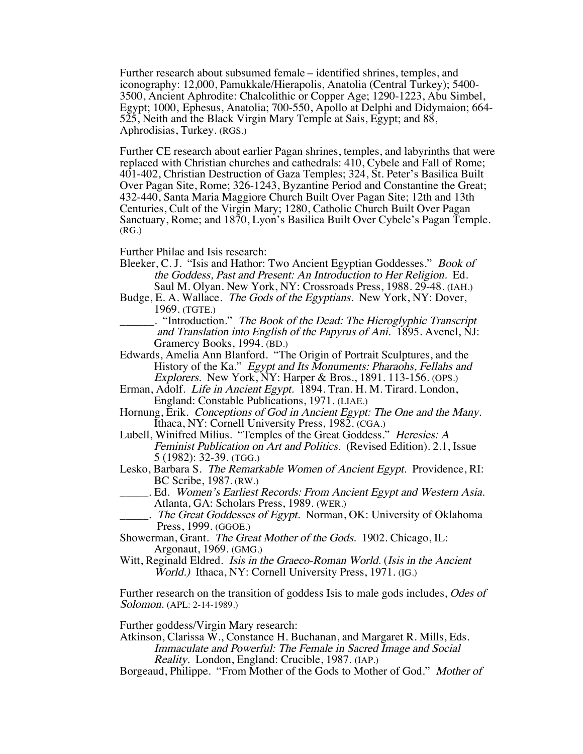Further research about subsumed female – identified shrines, temples, and iconography: 12,000, Pamukkale/Hierapolis, Anatolia (Central Turkey); 5400-3500, Ancient Aphrodite: Chalcolithic or Copper Age; 1290-1223, Abu Simbel, Egypt; 1000, Ephesus, Anatolia; 700-550, Apollo at Delphi and Didymaion; 664-525, Neith and the Black Virgin Mary Temple at Sais, Egypt; and 88, Aphrodisias, Turkey. (RGS.)

Further CE research about earlier Pagan shrines, temples, and labyrinths that were replaced with Christian churches and cathedrals: 410, Cybele and Fall of Rome; 401-402, Christian Destruction of Gaza Temples; 324, St. Peter's Basilica Built Over Pagan Site, Rome; 326-1243, Byzantine Period and Constantine the Great; 432-440, Santa Maria Maggiore Church Built Over Pagan Site; 12th and 13th Centuries, Cult of the Virgin Mary; 1280, Catholic Church Built Over Pagan Sanctuary, Rome; and 1870, Lyon's Basilica Built Over Cybele's Pagan Temple. (RG.)

Further Philae and Isis research:

Bleeker, C. J. "Isis and Hathor: Two Ancient Egyptian Goddesses." *Book of the Goddess, Past and Present: An Introduction to Her Religion.* Ed. Saul M. Olyan. New York, NY: Crossroads Press, 1988. 29-48. (IAH.)

Budge, E. A. Wallace. *The Gods of the Egyptians.* New York, NY: Dover, 1969. (TGTE.)

______. "Introduction." *The Book of the Dead: The Hieroglyphic Transcript and Translation into English of the Papyrus of Ani.* 1895. Avenel, NJ: Gramercy Books, 1994. (BD.)

Edwards, Amelia Ann Blanford. "The Origin of Portrait Sculptures, and the History of the Ka." *Egypt and Its Monuments: Pharaohs, Fellahs and Explorers.* New York, NY: Harper & Bros., 1891. 113-156. (OPS.)

Erman, Adolf. *Life in Ancient Egypt.* 1894. Tran. H. M. Tirard. London, England: Constable Publications, 1971. (LIAE.)

Hornung, Erik. *Conceptions of God in Ancient Egypt: The One and the Many.* Ithaca, NY: Cornell University Press, 1982. (CGA.)

Lubell, Winifred Milius. "Temples of the Great Goddess." *Heresies: A Feminist Publication on Art and Politics.* (Revised Edition). 2.1, Issue 5 (1982): 32-39. (TGG.)

Lesko, Barbara S. *The Remarkable Women of Ancient Egypt.* Providence, RI: BC Scribe, 1987. (RW.)

_____. Ed. *Women's Earliest Records: From Ancient Egypt and Western Asia.* Atlanta, GA: Scholars Press, 1989. (WER.)

_____. *The Great Goddesses of Egypt.* Norman, OK: University of Oklahoma Press, 1999. (GGOE.)

Showerman, Grant. *The Great Mother of the Gods.* 1902. Chicago, IL: Argonaut, 1969. (GMG.)

Witt, Reginald Eldred. *Isis in the Graeco-Roman World.* (*Isis in the Ancient World.*) Ithaca, NY: Cornell University Press, 1971. (IG.)

Further research on the transition of goddess Isis to male gods includes, *Odes of Solomon.* (APL: 2-14-1989.)

Further goddess/Virgin Mary research:

Atkinson, Clarissa W., Constance H. Buchanan, and Margaret R. Mills, Eds. *Immaculate and Powerful: The Female in Sacred Image and Social Reality.* London, England: Crucible, 1987. (IAP.)

Borgeaud, Philippe. "From Mother of the Gods to Mother of God." *Mother of*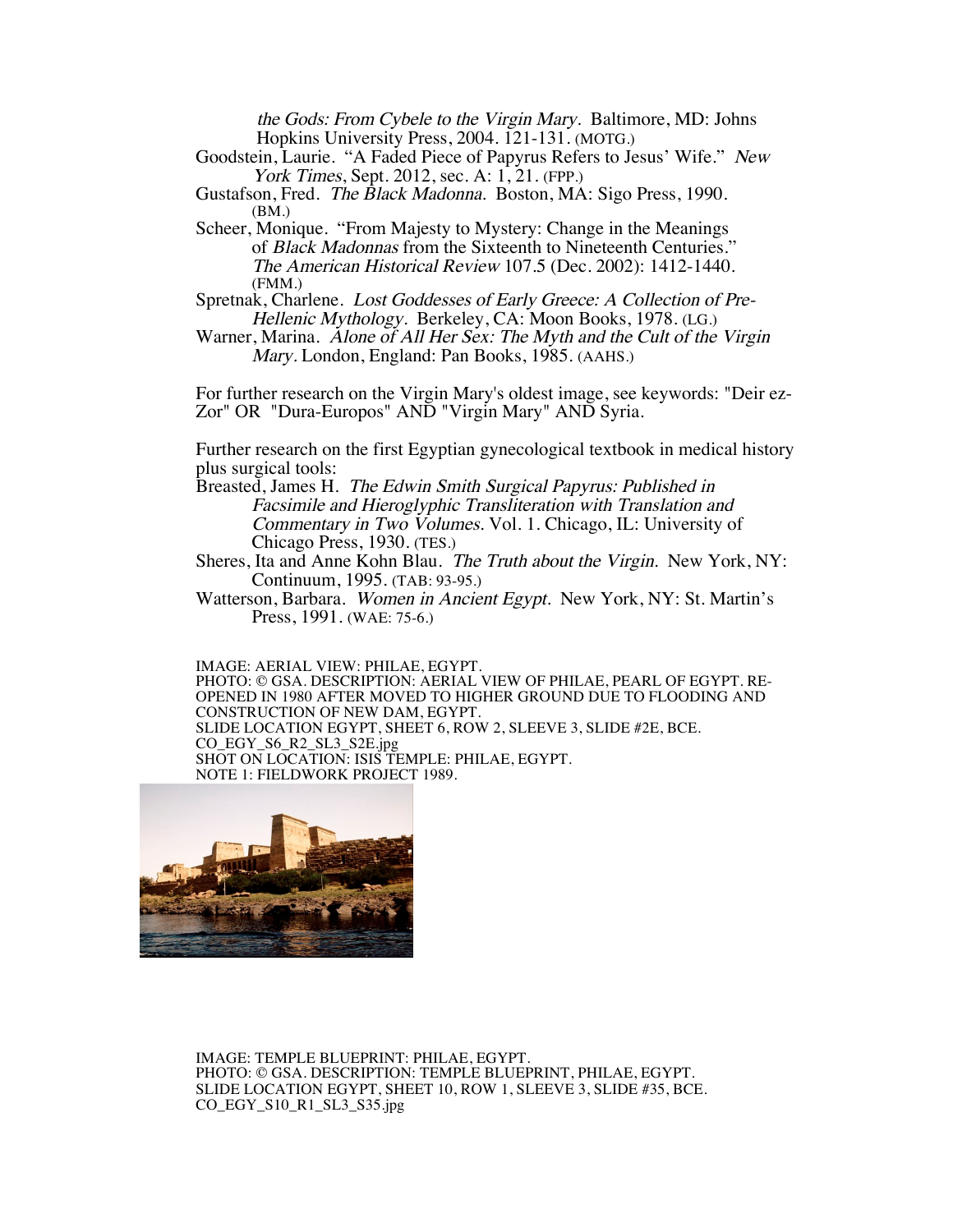*the Gods: From Cybele to the Virgin Mary.* Baltimore, MD: Johns Hopkins University Press, 2004. 121-131. (MOTG.)

Goodstein, Laurie. "A Faded Piece of Papyrus Refers to Jesus' Wife." *New York Times*, Sept. 2012, sec. A: 1, 21. (FPP.)

Gustafson, Fred. *The Black Madonna.* Boston, MA: Sigo Press, 1990. (BM.)

Scheer, Monique. "From Majesty to Mystery: Change in the Meanings of *Black Madonnas* from the Sixteenth to Nineteenth Centuries." *The American Historical Review* 107.5 (Dec. 2002): 1412-1440. (FMM.)

Spretnak, Charlene. *Lost Goddesses of Early Greece: A Collection of Pre-Hellenic Mythology.* Berkeley, CA: Moon Books, 1978. (LG.)

Warner, Marina. *Alone of All Her Sex: The Myth and the Cult of the Virgin Mary.* London, England: Pan Books, 1985. (AAHS.)

For further research on the Virgin Mary's oldest image, see keywords: "Deir ez-Zor" OR "Dura-Europos" AND "Virgin Mary" AND Syria.

Further research on the first Egyptian gynecological textbook in medical history plus surgical tools:

Breasted, James H. *The Edwin Smith Surgical Papyrus: Published in Facsimile and Hieroglyphic Transliteration with Translation and Commentary in Two Volumes.* Vol. 1. Chicago, IL: University of Chicago Press, 1930. (TES.)

Sheres, Ita and Anne Kohn Blau. *The Truth about the Virgin.* New York, NY: Continuum, 1995. (TAB: 93-95.)

Watterson, Barbara. *Women in Ancient Egypt.* New York, NY: St. Martin's Press, 1991. (WAE: 75-6.)

IMAGE: AERIAL VIEW: PHILAE, EGYPT.
PHOTO: © GSA. DESCRIPTION: AERIAL VIEW OF PHILAE, PEARL OF EGYPT. RE-OPENED IN 1980 AFTER MOVED TO HIGHER GROUND DUE TO FLOODING AND CONSTRUCTION OF NEW DAM, EGYPT.
SLIDE LOCATION EGYPT, SHEET 6, ROW 2, SLEEVE 3, SLIDE #2E, BCE.
CO_EGY_S6_R2_SL3_S2E.jpg
SHOT ON LOCATION: ISIS TEMPLE: PHILAE, EGYPT.
NOTE 1: FIELDWORK PROJECT 1989.

IMAGE: TEMPLE BLUEPRINT: PHILAE, EGYPT.
PHOTO: © GSA. DESCRIPTION: TEMPLE BLUEPRINT, PHILAE, EGYPT.
SLIDE LOCATION EGYPT, SHEET 10, ROW 1, SLEEVE 3, SLIDE #35, BCE.
CO_EGY_S10_R1_SL3_S35.jpg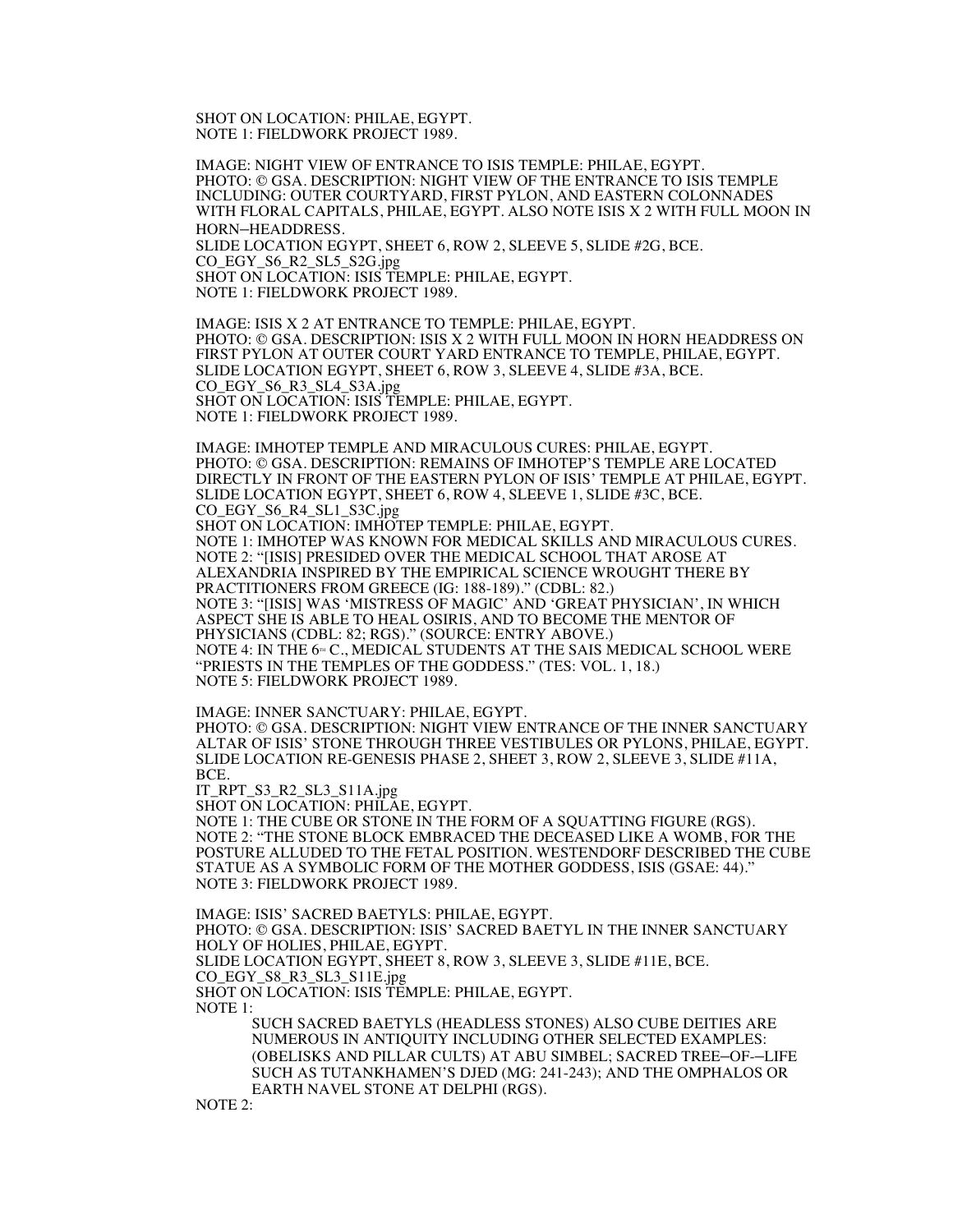SHOT ON LOCATION: PHILAE, EGYPT.
NOTE 1: FIELDWORK PROJECT 1989.

IMAGE: NIGHT VIEW OF ENTRANCE TO ISIS TEMPLE: PHILAE, EGYPT.
PHOTO: © GSA. DESCRIPTION: NIGHT VIEW OF THE ENTRANCE TO ISIS TEMPLE INCLUDING: OUTER COURTYARD, FIRST PYLON, AND EASTERN COLONNADES WITH FLORAL CAPITALS, PHILAE, EGYPT. ALSO NOTE ISIS X 2 WITH FULL MOON IN HORN–HEADDRESS.
SLIDE LOCATION EGYPT, SHEET 6, ROW 2, SLEEVE 5, SLIDE #2G, BCE.
CO_EGY_S6_R2_SL5_S2G.jpg
SHOT ON LOCATION: ISIS TEMPLE: PHILAE, EGYPT.
NOTE 1: FIELDWORK PROJECT 1989.

IMAGE: ISIS X 2 AT ENTRANCE TO TEMPLE: PHILAE, EGYPT.
PHOTO: © GSA. DESCRIPTION: ISIS X 2 WITH FULL MOON IN HORN HEADDRESS ON FIRST PYLON AT OUTER COURT YARD ENTRANCE TO TEMPLE, PHILAE, EGYPT.
SLIDE LOCATION EGYPT, SHEET 6, ROW 3, SLEEVE 4, SLIDE #3A, BCE.
CO_EGY_S6_R3_SL4_S3A.jpg
SHOT ON LOCATION: ISIS TEMPLE: PHILAE, EGYPT.
NOTE 1: FIELDWORK PROJECT 1989.

IMAGE: IMHOTEP TEMPLE AND MIRACULOUS CURES: PHILAE, EGYPT.
PHOTO: © GSA. DESCRIPTION: REMAINS OF IMHOTEP'S TEMPLE ARE LOCATED DIRECTLY IN FRONT OF THE EASTERN PYLON OF ISIS' TEMPLE AT PHILAE, EGYPT.
SLIDE LOCATION EGYPT, SHEET 6, ROW 4, SLEEVE 1, SLIDE #3C, BCE.
CO_EGY_S6_R4_SL1_S3C.jpg
SHOT ON LOCATION: IMHOTEP TEMPLE: PHILAE, EGYPT.
NOTE 1: IMHOTEP WAS KNOWN FOR MEDICAL SKILLS AND MIRACULOUS CURES.
NOTE 2: "[ISIS] PRESIDED OVER THE MEDICAL SCHOOL THAT AROSE AT ALEXANDRIA INSPIRED BY THE EMPIRICAL SCIENCE WROUGHT THERE BY PRACTITIONERS FROM GREECE (IG: 188-189)." (CDBL: 82.)
NOTE 3: "[ISIS] WAS 'MISTRESS OF MAGIC' AND 'GREAT PHYSICIAN', IN WHICH ASPECT SHE IS ABLE TO HEAL OSIRIS, AND TO BECOME THE MENTOR OF PHYSICIANS (CDBL: 82; RGS)." (SOURCE: ENTRY ABOVE.)
NOTE 4: IN THE 6TH C., MEDICAL STUDENTS AT THE SAIS MEDICAL SCHOOL WERE "PRIESTS IN THE TEMPLES OF THE GODDESS." (TES: VOL. 1, 18.)
NOTE 5: FIELDWORK PROJECT 1989.

IMAGE: INNER SANCTUARY: PHILAE, EGYPT.
PHOTO: © GSA. DESCRIPTION: NIGHT VIEW ENTRANCE OF THE INNER SANCTUARY ALTAR OF ISIS' STONE THROUGH THREE VESTIBULES OR PYLONS, PHILAE, EGYPT.
SLIDE LOCATION RE-GENESIS PHASE 2, SHEET 3, ROW 2, SLEEVE 3, SLIDE #11A, BCE.
IT_RPT_S3_R2_SL3_S11A.jpg
SHOT ON LOCATION: PHILAE, EGYPT.
NOTE 1: THE CUBE OR STONE IN THE FORM OF A SQUATTING FIGURE (RGS).
NOTE 2: "THE STONE BLOCK EMBRACED THE DECEASED LIKE A WOMB, FOR THE POSTURE ALLUDED TO THE FETAL POSITION. WESTENDORF DESCRIBED THE CUBE STATUE AS A SYMBOLIC FORM OF THE MOTHER GODDESS, ISIS (GSAE: 44)."
NOTE 3: FIELDWORK PROJECT 1989.

IMAGE: ISIS' SACRED BAETYLS: PHILAE, EGYPT.
PHOTO: © GSA. DESCRIPTION: ISIS' SACRED BAETYL IN THE INNER SANCTUARY HOLY OF HOLIES, PHILAE, EGYPT.
SLIDE LOCATION EGYPT, SHEET 8, ROW 3, SLEEVE 3, SLIDE #11E, BCE.
CO_EGY_S8_R3_SL3_S11E.jpg
SHOT ON LOCATION: ISIS TEMPLE: PHILAE, EGYPT.
NOTE 1:

> SUCH SACRED BAETYLS (HEADLESS STONES) ALSO CUBE DEITIES ARE NUMEROUS IN ANTIQUITY INCLUDING OTHER SELECTED EXAMPLES: (OBELISKS AND PILLAR CULTS) AT ABU SIMBEL; SACRED TREE–OF-–LIFE SUCH AS TUTANKHAMEN'S DJED (MG: 241-243); AND THE OMPHALOS OR EARTH NAVEL STONE AT DELPHI (RGS).

NOTE 2: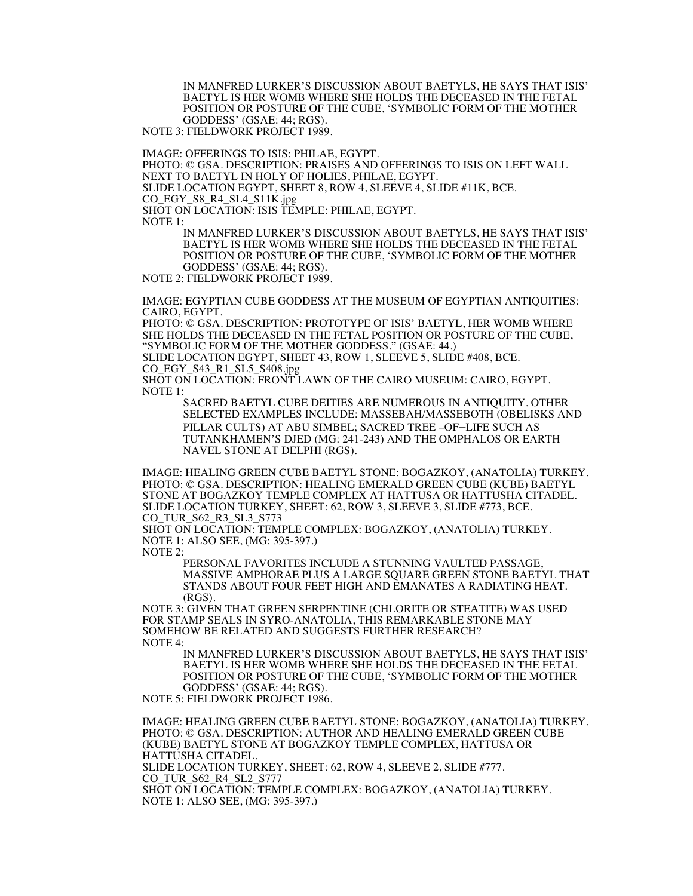IN MANFRED LURKER'S DISCUSSION ABOUT BAETYLS, HE SAYS THAT ISIS' BAETYL IS HER WOMB WHERE SHE HOLDS THE DECEASED IN THE FETAL POSITION OR POSTURE OF THE CUBE, 'SYMBOLIC FORM OF THE MOTHER GODDESS' (GSAE: 44; RGS).

NOTE 3: FIELDWORK PROJECT 1989.

IMAGE: OFFERINGS TO ISIS: PHILAE, EGYPT.
PHOTO: © GSA. DESCRIPTION: PRAISES AND OFFERINGS TO ISIS ON LEFT WALL NEXT TO BAETYL IN HOLY OF HOLIES, PHILAE, EGYPT.
SLIDE LOCATION EGYPT, SHEET 8, ROW 4, SLEEVE 4, SLIDE #11K, BCE.
CO_EGY_S8_R4_SL4_S11K.jpg
SHOT ON LOCATION: ISIS TEMPLE: PHILAE, EGYPT.
NOTE 1:

IN MANFRED LURKER'S DISCUSSION ABOUT BAETYLS, HE SAYS THAT ISIS' BAETYL IS HER WOMB WHERE SHE HOLDS THE DECEASED IN THE FETAL POSITION OR POSTURE OF THE CUBE, 'SYMBOLIC FORM OF THE MOTHER GODDESS' (GSAE: 44; RGS).

NOTE 2: FIELDWORK PROJECT 1989.

IMAGE: EGYPTIAN CUBE GODDESS AT THE MUSEUM OF EGYPTIAN ANTIQUITIES: CAIRO, EGYPT.
PHOTO: © GSA. DESCRIPTION: PROTOTYPE OF ISIS' BAETYL, HER WOMB WHERE SHE HOLDS THE DECEASED IN THE FETAL POSITION OR POSTURE OF THE CUBE, "SYMBOLIC FORM OF THE MOTHER GODDESS." (GSAE: 44.)
SLIDE LOCATION EGYPT, SHEET 43, ROW 1, SLEEVE 5, SLIDE #408, BCE.
CO_EGY_S43_R1_SL5_S408.jpg
SHOT ON LOCATION: FRONT LAWN OF THE CAIRO MUSEUM: CAIRO, EGYPT.
NOTE 1:

SACRED BAETYL CUBE DEITIES ARE NUMEROUS IN ANTIQUITY. OTHER SELECTED EXAMPLES INCLUDE: MASSEBAH/MASSEBOTH (OBELISKS AND PILLAR CULTS) AT ABU SIMBEL; SACRED TREE –OF–LIFE SUCH AS TUTANKHAMEN'S DJED (MG: 241-243) AND THE OMPHALOS OR EARTH NAVEL STONE AT DELPHI (RGS).

IMAGE: HEALING GREEN CUBE BAETYL STONE: BOGAZKOY, (ANATOLIA) TURKEY.
PHOTO: © GSA. DESCRIPTION: HEALING EMERALD GREEN CUBE (KUBE) BAETYL STONE AT BOGAZKOY TEMPLE COMPLEX AT HATTUSA OR HATTUSHA CITADEL.
SLIDE LOCATION TURKEY, SHEET: 62, ROW 3, SLEEVE 3, SLIDE #773, BCE.
CO_TUR_S62_R3_SL3_S773
SHOT ON LOCATION: TEMPLE COMPLEX: BOGAZKOY, (ANATOLIA) TURKEY.
NOTE 1: ALSO SEE, (MG: 395-397.)
NOTE 2:

PERSONAL FAVORITES INCLUDE A STUNNING VAULTED PASSAGE, MASSIVE AMPHORAE PLUS A LARGE SQUARE GREEN STONE BAETYL THAT STANDS ABOUT FOUR FEET HIGH AND EMANATES A RADIATING HEAT. (RGS).

NOTE 3: GIVEN THAT GREEN SERPENTINE (CHLORITE OR STEATITE) WAS USED FOR STAMP SEALS IN SYRO-ANATOLIA, THIS REMARKABLE STONE MAY SOMEHOW BE RELATED AND SUGGESTS FURTHER RESEARCH?
NOTE 4:

IN MANFRED LURKER'S DISCUSSION ABOUT BAETYLS, HE SAYS THAT ISIS' BAETYL IS HER WOMB WHERE SHE HOLDS THE DECEASED IN THE FETAL POSITION OR POSTURE OF THE CUBE, 'SYMBOLIC FORM OF THE MOTHER GODDESS' (GSAE: 44; RGS).

NOTE 5: FIELDWORK PROJECT 1986.

IMAGE: HEALING GREEN CUBE BAETYL STONE: BOGAZKOY, (ANATOLIA) TURKEY.
PHOTO: © GSA. DESCRIPTION: AUTHOR AND HEALING EMERALD GREEN CUBE (KUBE) BAETYL STONE AT BOGAZKOY TEMPLE COMPLEX, HATTUSA OR HATTUSHA CITADEL.
SLIDE LOCATION TURKEY, SHEET: 62, ROW 4, SLEEVE 2, SLIDE #777.
CO_TUR_S62_R4_SL2_S777
SHOT ON LOCATION: TEMPLE COMPLEX: BOGAZKOY, (ANATOLIA) TURKEY.
NOTE 1: ALSO SEE, (MG: 395-397.)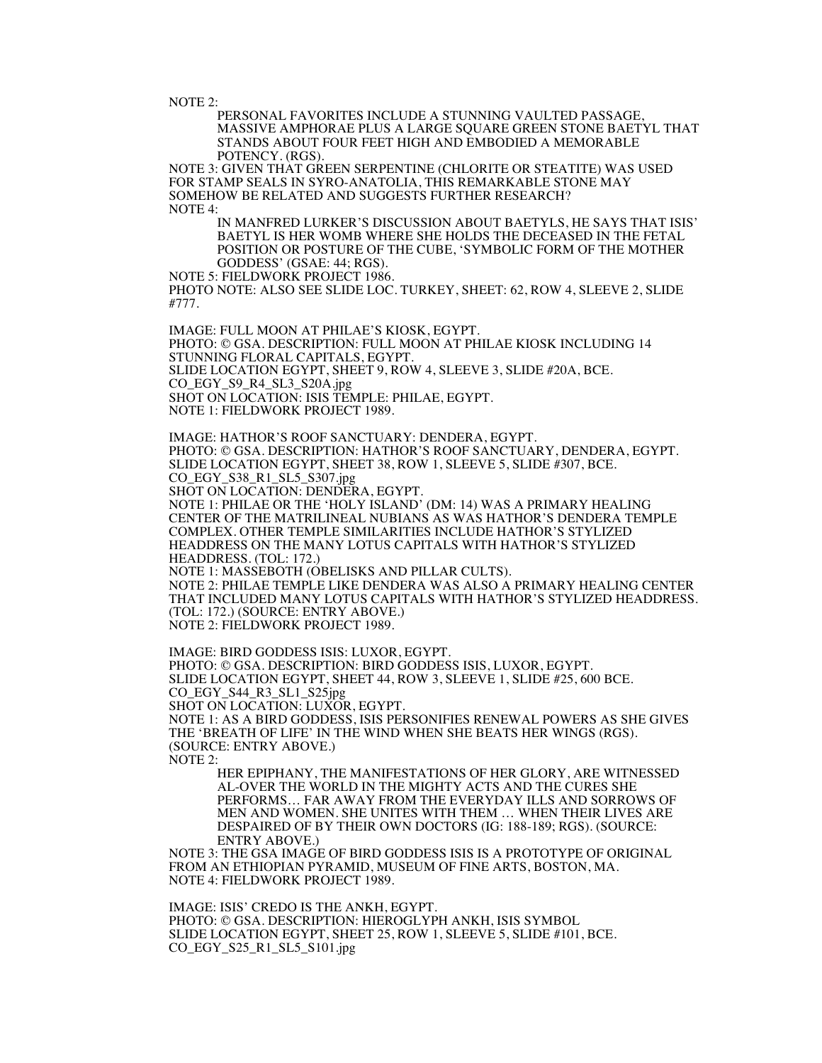NOTE 2:

> PERSONAL FAVORITES INCLUDE A STUNNING VAULTED PASSAGE, MASSIVE AMPHORAE PLUS A LARGE SQUARE GREEN STONE BAETYL THAT STANDS ABOUT FOUR FEET HIGH AND EMBODIED A MEMORABLE POTENCY. (RGS).

NOTE 3: GIVEN THAT GREEN SERPENTINE (CHLORITE OR STEATITE) WAS USED FOR STAMP SEALS IN SYRO-ANATOLIA, THIS REMARKABLE STONE MAY SOMEHOW BE RELATED AND SUGGESTS FURTHER RESEARCH?

NOTE 4:

> IN MANFRED LURKER'S DISCUSSION ABOUT BAETYLS, HE SAYS THAT ISIS' BAETYL IS HER WOMB WHERE SHE HOLDS THE DECEASED IN THE FETAL POSITION OR POSTURE OF THE CUBE, 'SYMBOLIC FORM OF THE MOTHER GODDESS' (GSAE: 44; RGS).

NOTE 5: FIELDWORK PROJECT 1986.

PHOTO NOTE: ALSO SEE SLIDE LOC. TURKEY, SHEET: 62, ROW 4, SLEEVE 2, SLIDE #777.

IMAGE: FULL MOON AT PHILAE'S KIOSK, EGYPT.

PHOTO: © GSA. DESCRIPTION: FULL MOON AT PHILAE KIOSK INCLUDING 14 STUNNING FLORAL CAPITALS, EGYPT.

SLIDE LOCATION EGYPT, SHEET 9, ROW 4, SLEEVE 3, SLIDE #20A, BCE.

CO_EGY_S9_R4_SL3_S20A.jpg

SHOT ON LOCATION: ISIS TEMPLE: PHILAE, EGYPT.

NOTE 1: FIELDWORK PROJECT 1989.

IMAGE: HATHOR'S ROOF SANCTUARY: DENDERA, EGYPT.

PHOTO: © GSA. DESCRIPTION: HATHOR'S ROOF SANCTUARY, DENDERA, EGYPT.

SLIDE LOCATION EGYPT, SHEET 38, ROW 1, SLEEVE 5, SLIDE #307, BCE.

CO_EGY_S38_R1_SL5_S307.jpg

SHOT ON LOCATION: DENDERA, EGYPT.

NOTE 1: PHILAE OR THE 'HOLY ISLAND' (DM: 14) WAS A PRIMARY HEALING CENTER OF THE MATRILINEAL NUBIANS AS WAS HATHOR'S DENDERA TEMPLE COMPLEX. OTHER TEMPLE SIMILARITIES INCLUDE HATHOR'S STYLIZED HEADDRESS ON THE MANY LOTUS CAPITALS WITH HATHOR'S STYLIZED HEADDRESS. (TOL: 172.)

NOTE 1: MASSEBOTH (OBELISKS AND PILLAR CULTS).

NOTE 2: PHILAE TEMPLE LIKE DENDERA WAS ALSO A PRIMARY HEALING CENTER THAT INCLUDED MANY LOTUS CAPITALS WITH HATHOR'S STYLIZED HEADDRESS. (TOL: 172.) (SOURCE: ENTRY ABOVE.)

NOTE 2: FIELDWORK PROJECT 1989.

IMAGE: BIRD GODDESS ISIS: LUXOR, EGYPT.

PHOTO: © GSA. DESCRIPTION: BIRD GODDESS ISIS, LUXOR, EGYPT.

SLIDE LOCATION EGYPT, SHEET 44, ROW 3, SLEEVE 1, SLIDE #25, 600 BCE.

CO_EGY_S44_R3_SL1_S25jpg

SHOT ON LOCATION: LUXOR, EGYPT.

NOTE 1: AS A BIRD GODDESS, ISIS PERSONIFIES RENEWAL POWERS AS SHE GIVES THE 'BREATH OF LIFE' IN THE WIND WHEN SHE BEATS HER WINGS (RGS). (SOURCE: ENTRY ABOVE.)

NOTE 2:

> HER EPIPHANY, THE MANIFESTATIONS OF HER GLORY, ARE WITNESSED AL-OVER THE WORLD IN THE MIGHTY ACTS AND THE CURES SHE PERFORMS… FAR AWAY FROM THE EVERYDAY ILLS AND SORROWS OF MEN AND WOMEN. SHE UNITES WITH THEM … WHEN THEIR LIVES ARE DESPAIRED OF BY THEIR OWN DOCTORS (IG: 188-189; RGS). (SOURCE: ENTRY ABOVE.)

NOTE 3: THE GSA IMAGE OF BIRD GODDESS ISIS IS A PROTOTYPE OF ORIGINAL FROM AN ETHIOPIAN PYRAMID, MUSEUM OF FINE ARTS, BOSTON, MA.

NOTE 4: FIELDWORK PROJECT 1989.

IMAGE: ISIS' CREDO IS THE ANKH, EGYPT.

PHOTO: © GSA. DESCRIPTION: HIEROGLYPH ANKH, ISIS SYMBOL

SLIDE LOCATION EGYPT, SHEET 25, ROW 1, SLEEVE 5, SLIDE #101, BCE.

CO_EGY_S25_R1_SL5_S101.jpg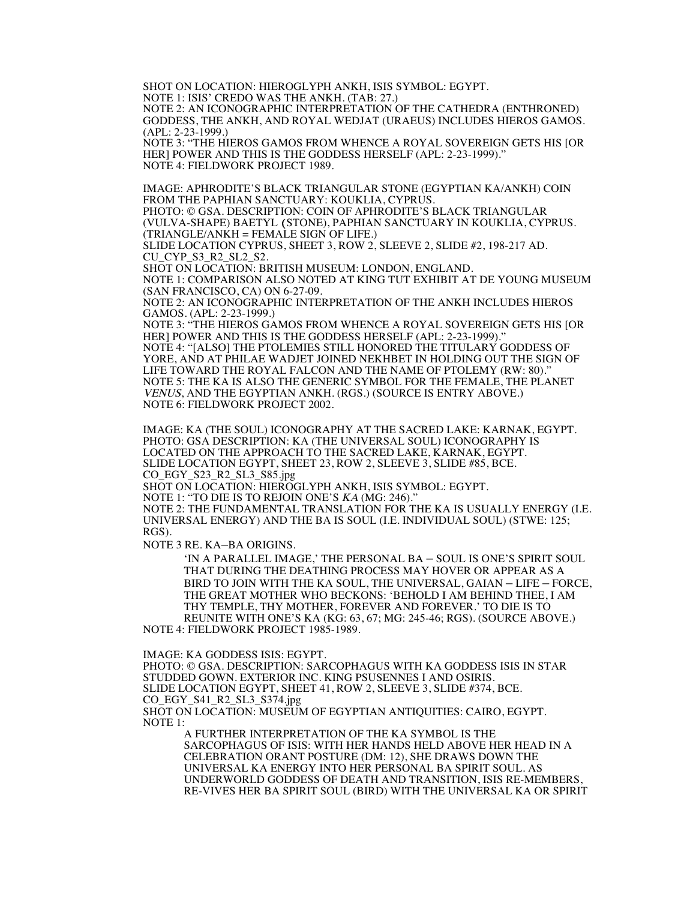SHOT ON LOCATION: HIEROGLYPH ANKH, ISIS SYMBOL: EGYPT.
NOTE 1: ISIS' CREDO WAS THE ANKH. (TAB: 27.)
NOTE 2: AN ICONOGRAPHIC INTERPRETATION OF THE CATHEDRA (ENTHRONED) GODDESS, THE ANKH, AND ROYAL WEDJAT (URAEUS) INCLUDES HIEROS GAMOS. (APL: 2-23-1999.)
NOTE 3: "THE HIEROS GAMOS FROM WHENCE A ROYAL SOVEREIGN GETS HIS [OR HER] POWER AND THIS IS THE GODDESS HERSELF (APL: 2-23-1999)."
NOTE 4: FIELDWORK PROJECT 1989.

IMAGE: APHRODITE'S BLACK TRIANGULAR STONE (EGYPTIAN KA/ANKH) COIN FROM THE PAPHIAN SANCTUARY: KOUKLIA, CYPRUS.
PHOTO: © GSA. DESCRIPTION: COIN OF APHRODITE'S BLACK TRIANGULAR (VULVA-SHAPE) BAETYL (STONE), PAPHIAN SANCTUARY IN KOUKLIA, CYPRUS. (TRIANGLE/ANKH = FEMALE SIGN OF LIFE.)
SLIDE LOCATION CYPRUS, SHEET 3, ROW 2, SLEEVE 2, SLIDE #2, 198-217 AD. CU_CYP_S3_R2_SL2_S2.
SHOT ON LOCATION: BRITISH MUSEUM: LONDON, ENGLAND.
NOTE 1: COMPARISON ALSO NOTED AT KING TUT EXHIBIT AT DE YOUNG MUSEUM (SAN FRANCISCO, CA) ON 6-27-09.
NOTE 2: AN ICONOGRAPHIC INTERPRETATION OF THE ANKH INCLUDES HIEROS GAMOS. (APL: 2-23-1999.)
NOTE 3: "THE HIEROS GAMOS FROM WHENCE A ROYAL SOVEREIGN GETS HIS [OR HER] POWER AND THIS IS THE GODDESS HERSELF (APL: 2-23-1999)."
NOTE 4: "[ALSO] THE PTOLEMIES STILL HONORED THE TITULARY GODDESS OF YORE, AND AT PHILAE WADJET JOINED NEKHBET IN HOLDING OUT THE SIGN OF LIFE TOWARD THE ROYAL FALCON AND THE NAME OF PTOLEMY (RW: 80)."
NOTE 5: THE KA IS ALSO THE GENERIC SYMBOL FOR THE FEMALE, THE PLANET *VENUS*, AND THE EGYPTIAN ANKH. (RGS.) (SOURCE IS ENTRY ABOVE.)
NOTE 6: FIELDWORK PROJECT 2002.

IMAGE: KA (THE SOUL) ICONOGRAPHY AT THE SACRED LAKE: KARNAK, EGYPT.
PHOTO: GSA DESCRIPTION: KA (THE UNIVERSAL SOUL) ICONOGRAPHY IS LOCATED ON THE APPROACH TO THE SACRED LAKE, KARNAK, EGYPT.
SLIDE LOCATION EGYPT, SHEET 23, ROW 2, SLEEVE 3, SLIDE #85, BCE.
CO_EGY_S23_R2_SL3_S85.jpg
SHOT ON LOCATION: HIEROGLYPH ANKH, ISIS SYMBOL: EGYPT.
NOTE 1: "TO DIE IS TO REJOIN ONE'S *KA* (MG: 246)."
NOTE 2: THE FUNDAMENTAL TRANSLATION FOR THE KA IS USUALLY ENERGY (I.E. UNIVERSAL ENERGY) AND THE BA IS SOUL (I.E. INDIVIDUAL SOUL) (STWE: 125; RGS).
NOTE 3 RE. KA–BA ORIGINS.

> 'IN A PARALLEL IMAGE,' THE PERSONAL BA – SOUL IS ONE'S SPIRIT SOUL THAT DURING THE DEATHING PROCESS MAY HOVER OR APPEAR AS A BIRD TO JOIN WITH THE KA SOUL, THE UNIVERSAL, GAIAN – LIFE – FORCE, THE GREAT MOTHER WHO BECKONS: 'BEHOLD I AM BEHIND THEE, I AM THY TEMPLE, THY MOTHER, FOREVER AND FOREVER.' TO DIE IS TO REUNITE WITH ONE'S KA (KG: 63, 67; MG: 245-46; RGS). (SOURCE ABOVE.)

NOTE 4: FIELDWORK PROJECT 1985-1989.

IMAGE: KA GODDESS ISIS: EGYPT.
PHOTO: © GSA. DESCRIPTION: SARCOPHAGUS WITH KA GODDESS ISIS IN STAR STUDDED GOWN. EXTERIOR INC. KING PSUSENNES I AND OSIRIS.
SLIDE LOCATION EGYPT, SHEET 41, ROW 2, SLEEVE 3, SLIDE #374, BCE.
CO_EGY_S41_R2_SL3_S374.jpg
SHOT ON LOCATION: MUSEUM OF EGYPTIAN ANTIQUITIES: CAIRO, EGYPT.
NOTE 1:

> A FURTHER INTERPRETATION OF THE KA SYMBOL IS THE SARCOPHAGUS OF ISIS: WITH HER HANDS HELD ABOVE HER HEAD IN A CELEBRATION ORANT POSTURE (DM: 12), SHE DRAWS DOWN THE UNIVERSAL KA ENERGY INTO HER PERSONAL BA SPIRIT SOUL. AS UNDERWORLD GODDESS OF DEATH AND TRANSITION, ISIS RE-MEMBERS, RE-VIVES HER BA SPIRIT SOUL (BIRD) WITH THE UNIVERSAL KA OR SPIRIT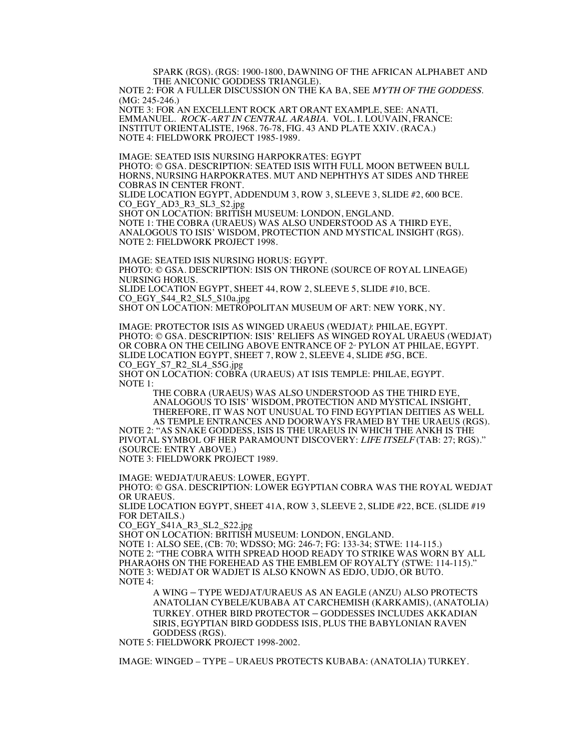SPARK (RGS). (RGS: 1900-1800, DAWNING OF THE AFRICAN ALPHABET AND THE ANICONIC GODDESS TRIANGLE).

NOTE 2: FOR A FULLER DISCUSSION ON THE KA BA, SEE *MYTH OF THE GODDESS*. (MG: 245-246.)

NOTE 3: FOR AN EXCELLENT ROCK ART ORANT EXAMPLE, SEE: ANATI, EMMANUEL. *ROCK-ART IN CENTRAL ARABIA*. VOL. I. LOUVAIN, FRANCE: INSTITUT ORIENTALISTE, 1968. 76-78, FIG. 43 AND PLATE XXIV. (RACA.)

NOTE 4: FIELDWORK PROJECT 1985-1989.

IMAGE: SEATED ISIS NURSING HARPOKRATES: EGYPT

PHOTO: © GSA. DESCRIPTION: SEATED ISIS WITH FULL MOON BETWEEN BULL HORNS, NURSING HARPOKRATES. MUT AND NEPHTHYS AT SIDES AND THREE COBRAS IN CENTER FRONT.

SLIDE LOCATION EGYPT, ADDENDUM 3, ROW 3, SLEEVE 3, SLIDE #2, 600 BCE.

CO_EGY_AD3_R3_SL3_S2.jpg

SHOT ON LOCATION: BRITISH MUSEUM: LONDON, ENGLAND.

NOTE 1: THE COBRA (URAEUS) WAS ALSO UNDERSTOOD AS A THIRD EYE, ANALOGOUS TO ISIS' WISDOM, PROTECTION AND MYSTICAL INSIGHT (RGS).

NOTE 2: FIELDWORK PROJECT 1998.

IMAGE: SEATED ISIS NURSING HORUS: EGYPT.

PHOTO: © GSA. DESCRIPTION: ISIS ON THRONE (SOURCE OF ROYAL LINEAGE) NURSING HORUS.

SLIDE LOCATION EGYPT, SHEET 44, ROW 2, SLEEVE 5, SLIDE #10, BCE.

CO_EGY_S44_R2_SL5_S10a.jpg

SHOT ON LOCATION: METROPOLITAN MUSEUM OF ART: NEW YORK, NY.

IMAGE: PROTECTOR ISIS AS WINGED URAEUS (WEDJAT*)*: PHILAE, EGYPT.

PHOTO: © GSA. DESCRIPTION: ISIS' RELIEFS AS WINGED ROYAL URAEUS (WEDJAT) OR COBRA ON THE CEILING ABOVE ENTRANCE OF 2nd PYLON AT PHILAE, EGYPT.

SLIDE LOCATION EGYPT, SHEET 7, ROW 2, SLEEVE 4, SLIDE #5G, BCE.

CO_EGY_S7_R2_SL4_S5G.jpg

SHOT ON LOCATION: COBRA (URAEUS) AT ISIS TEMPLE: PHILAE, EGYPT.

NOTE 1:

THE COBRA (URAEUS) WAS ALSO UNDERSTOOD AS THE THIRD EYE, ANALOGOUS TO ISIS' WISDOM, PROTECTION AND MYSTICAL INSIGHT, THEREFORE, IT WAS NOT UNUSUAL TO FIND EGYPTIAN DEITIES AS WELL AS TEMPLE ENTRANCES AND DOORWAYS FRAMED BY THE URAEUS (RGS).

NOTE 2: "AS SNAKE GODDESS, ISIS IS THE URAEUS IN WHICH THE ANKH IS THE PIVOTAL SYMBOL OF HER PARAMOUNT DISCOVERY: *LIFE ITSELF* (TAB: 27; RGS)." (SOURCE: ENTRY ABOVE.)

NOTE 3: FIELDWORK PROJECT 1989.

IMAGE: WEDJAT/URAEUS: LOWER, EGYPT.

PHOTO: © GSA. DESCRIPTION: LOWER EGYPTIAN COBRA WAS THE ROYAL WEDJAT OR URAEUS.

SLIDE LOCATION EGYPT, SHEET 41A, ROW 3, SLEEVE 2, SLIDE #22, BCE. (SLIDE #19 FOR DETAILS.)

CO_EGY_S41A_R3_SL2_S22.jpg

SHOT ON LOCATION: BRITISH MUSEUM: LONDON, ENGLAND.

NOTE 1: ALSO SEE, (CB: 70; WDSSO; MG: 246-7; FG: 133-34; STWE: 114-115.)

NOTE 2: "THE COBRA WITH SPREAD HOOD READY TO STRIKE WAS WORN BY ALL PHARAOHS ON THE FOREHEAD AS THE EMBLEM OF ROYALTY (STWE: 114-115)."

NOTE 3: WEDJAT OR WADJET IS ALSO KNOWN AS EDJO, UDJO, OR BUTO.

NOTE 4:

A WING – TYPE WEDJAT/URAEUS AS AN EAGLE (ANZU) ALSO PROTECTS ANATOLIAN CYBELE/KUBABA AT CARCHEMISH (KARKAMIS), (ANATOLIA) TURKEY. OTHER BIRD PROTECTOR – GODDESSES INCLUDES AKKADIAN SIRIS, EGYPTIAN BIRD GODDESS ISIS, PLUS THE BABYLONIAN RAVEN GODDESS (RGS).

NOTE 5: FIELDWORK PROJECT 1998-2002.

IMAGE: WINGED – TYPE – URAEUS PROTECTS KUBABA: (ANATOLIA) TURKEY.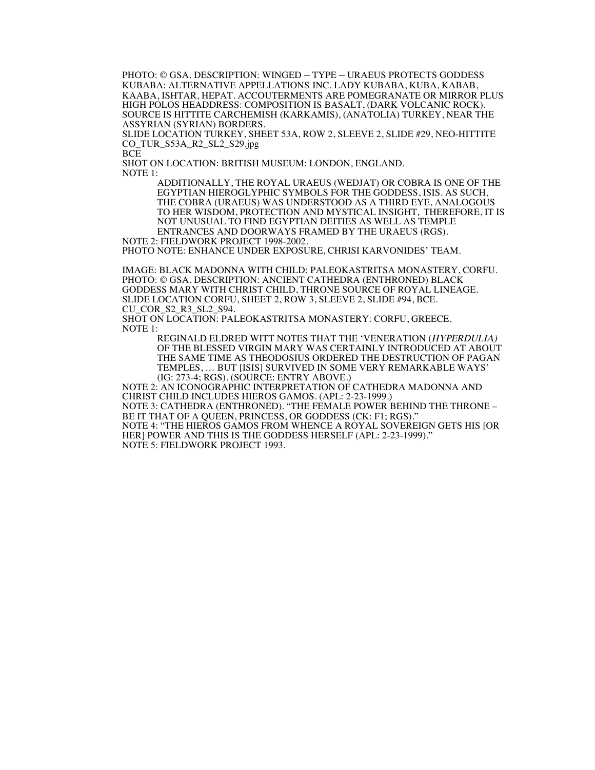PHOTO: © GSA. DESCRIPTION: WINGED – TYPE – URAEUS PROTECTS GODDESS KUBABA: ALTERNATIVE APPELLATIONS INC. LADY KUBABA, KUBA, KABAB, KAABA, ISHTAR, HEPAT. ACCOUTERMENTS ARE POMEGRANATE OR MIRROR PLUS HIGH POLOS HEADDRESS: COMPOSITION IS BASALT, (DARK VOLCANIC ROCK). SOURCE IS HITTITE CARCHEMISH (KARKAMIS), (ANATOLIA) TURKEY, NEAR THE ASSYRIAN (SYRIAN) BORDERS.
SLIDE LOCATION TURKEY, SHEET 53A, ROW 2, SLEEVE 2, SLIDE #29, NEO-HITTITE CO_TUR_S53A_R2_SL2_S29.jpg
BCE
SHOT ON LOCATION: BRITISH MUSEUM: LONDON, ENGLAND.
NOTE 1:

> ADDITIONALLY, THE ROYAL URAEUS (WEDJAT) OR COBRA IS ONE OF THE EGYPTIAN HIEROGLYPHIC SYMBOLS FOR THE GODDESS, ISIS. AS SUCH, THE COBRA (URAEUS) WAS UNDERSTOOD AS A THIRD EYE, ANALOGOUS TO HER WISDOM, PROTECTION AND MYSTICAL INSIGHT. THEREFORE, IT IS NOT UNUSUAL TO FIND EGYPTIAN DEITIES AS WELL AS TEMPLE ENTRANCES AND DOORWAYS FRAMED BY THE URAEUS (RGS).

NOTE 2: FIELDWORK PROJECT 1998-2002.
PHOTO NOTE: ENHANCE UNDER EXPOSURE, CHRISI KARVONIDES' TEAM.

IMAGE: BLACK MADONNA WITH CHILD: PALEOKASTRITSA MONASTERY, CORFU.
PHOTO: © GSA. DESCRIPTION: ANCIENT CATHEDRA (ENTHRONED) BLACK GODDESS MARY WITH CHRIST CHILD, THRONE SOURCE OF ROYAL LINEAGE.
SLIDE LOCATION CORFU, SHEET 2, ROW 3, SLEEVE 2, SLIDE #94, BCE.
CU_COR_S2_R3_SL2_S94.
SHOT ON LOCATION: PALEOKASTRITSA MONASTERY: CORFU, GREECE.
NOTE 1:

> REGINALD ELDRED WITT NOTES THAT THE 'VENERATION (*HYPERDULIA)* OF THE BLESSED VIRGIN MARY WAS CERTAINLY INTRODUCED AT ABOUT THE SAME TIME AS THEODOSIUS ORDERED THE DESTRUCTION OF PAGAN TEMPLES, … BUT [ISIS] SURVIVED IN SOME VERY REMARKABLE WAYS' (IG: 273-4; RGS). (SOURCE: ENTRY ABOVE.)

NOTE 2: AN ICONOGRAPHIC INTERPRETATION OF CATHEDRA MADONNA AND CHRIST CHILD INCLUDES HIEROS GAMOS. (APL: 2-23-1999.)
NOTE 3: CATHEDRA (ENTHRONED). "THE FEMALE POWER BEHIND THE THRONE – BE IT THAT OF A QUEEN, PRINCESS, OR GODDESS (CK: F1; RGS)."
NOTE 4: "THE HIEROS GAMOS FROM WHENCE A ROYAL SOVEREIGN GETS HIS [OR HER] POWER AND THIS IS THE GODDESS HERSELF (APL: 2-23-1999)."
NOTE 5: FIELDWORK PROJECT 1993.